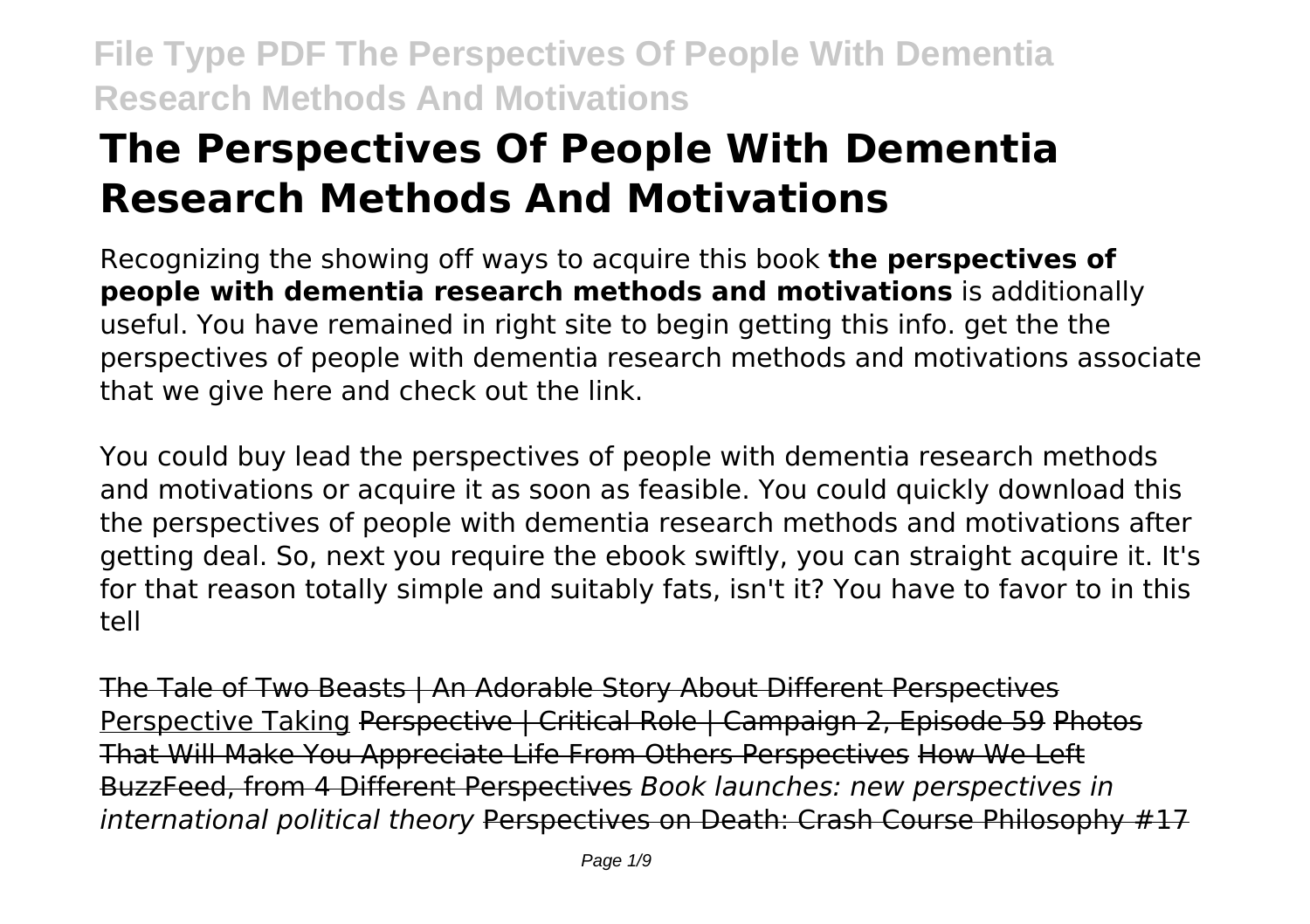# The Perspectives Of People With Dementia Research Methods And Motivations

Recognizing the showing off ways to acquire this book **the perspectives of people with dementia research methods and motivations** is additionally useful. You have remained in right site to begin getting this info. get the the perspectives of people with dementia research methods and motivations associate that we give here and check out the link.

You could buy lead the perspectives of people with dementia research methods and motivations or acquire it as soon as feasible. You could quickly download this the perspectives of people with dementia research methods and motivations after getting deal. So, next you require the ebook swiftly, you can straight acquire it. It's for that reason totally simple and suitably fats, isn't it? You have to favor to in this tell

The Tale of Two Beasts | An Adorable Story About Different Perspectives Perspective Taking Perspective | Critical Role | Campaign 2, Episode 59 Photos That Will Make You Appreciate Life From Others Perspectives How We Left BuzzFeed, from 4 Different Perspectives *Book launches: new perspectives in international political theory* Perspectives on Death: Crash Course Philosophy #17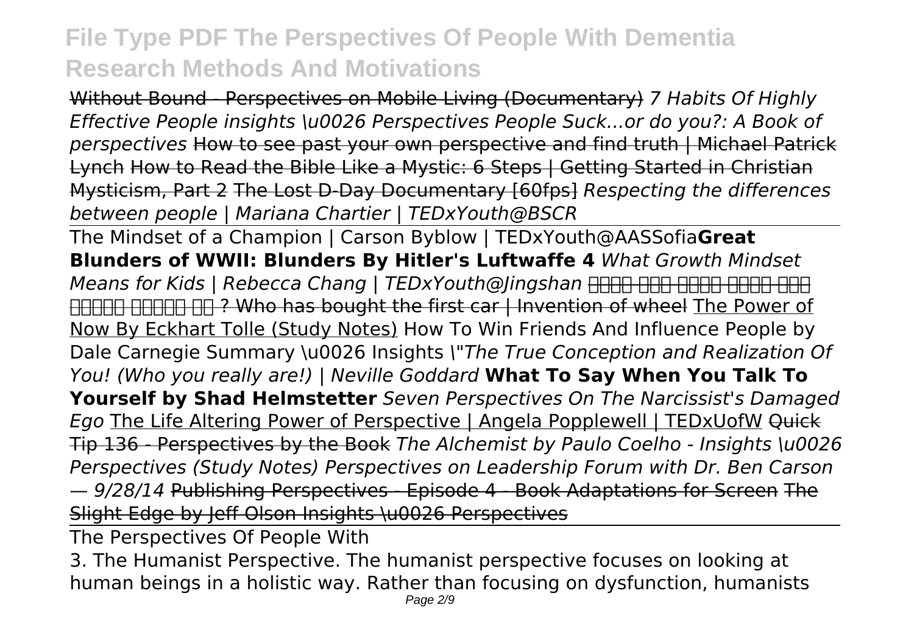Without Bound - Perspectives on Mobile Living (Documentary) *7 Habits Of Highly Effective People insights \u0026 Perspectives People Suck...or do you?: A Book of perspectives* How to see past your own perspective and find truth | Michael Patrick Lynch How to Read the Bible Like a Mystic: 6 Steps | Getting Started in Christian Mysticism, Part 2 The Lost D-Day Documentary [60fps] *Respecting the differences between people | Mariana Chartier | TEDxYouth@BSCR*

The Mindset of a Champion | Carson Byblow | TEDxYouth@AASSofia **Great Blunders of WWII: Blunders By Hitler's Luftwaffe 4** *What Growth Mindset Means for Kids | Rebecca Chang | TEDxYouth@Jingshan* □□□□ □□□ □□□□ □□□□ □□□ □□□□□ □□□□□ □□ ? Who has bought the first car | Invention of wheel The Power of Now By Eckhart Tolle (Study Notes) How To Win Friends And Influence People by Dale Carnegie Summary \u0026 Insights *\"The True Conception and Realization Of You! (Who you really are!) | Neville Goddard* **What To Say When You Talk To Yourself by Shad Helmstetter** *Seven Perspectives On The Narcissist's Damaged Ego* The Life Altering Power of Perspective | Angela Popplewell | TEDxUofW Quick Tip 136 - Perspectives by the Book *The Alchemist by Paulo Coelho - Insights \u0026 Perspectives (Study Notes) Perspectives on Leadership Forum with Dr. Ben Carson — 9/28/14* Publishing Perspectives - Episode 4 - Book Adaptations for Screen The Slight Edge by Jeff Olson Insights \u0026 Perspectives

The Perspectives Of People With

3. The Humanist Perspective. The humanist perspective focuses on looking at human beings in a holistic way. Rather than focusing on dysfunction, humanists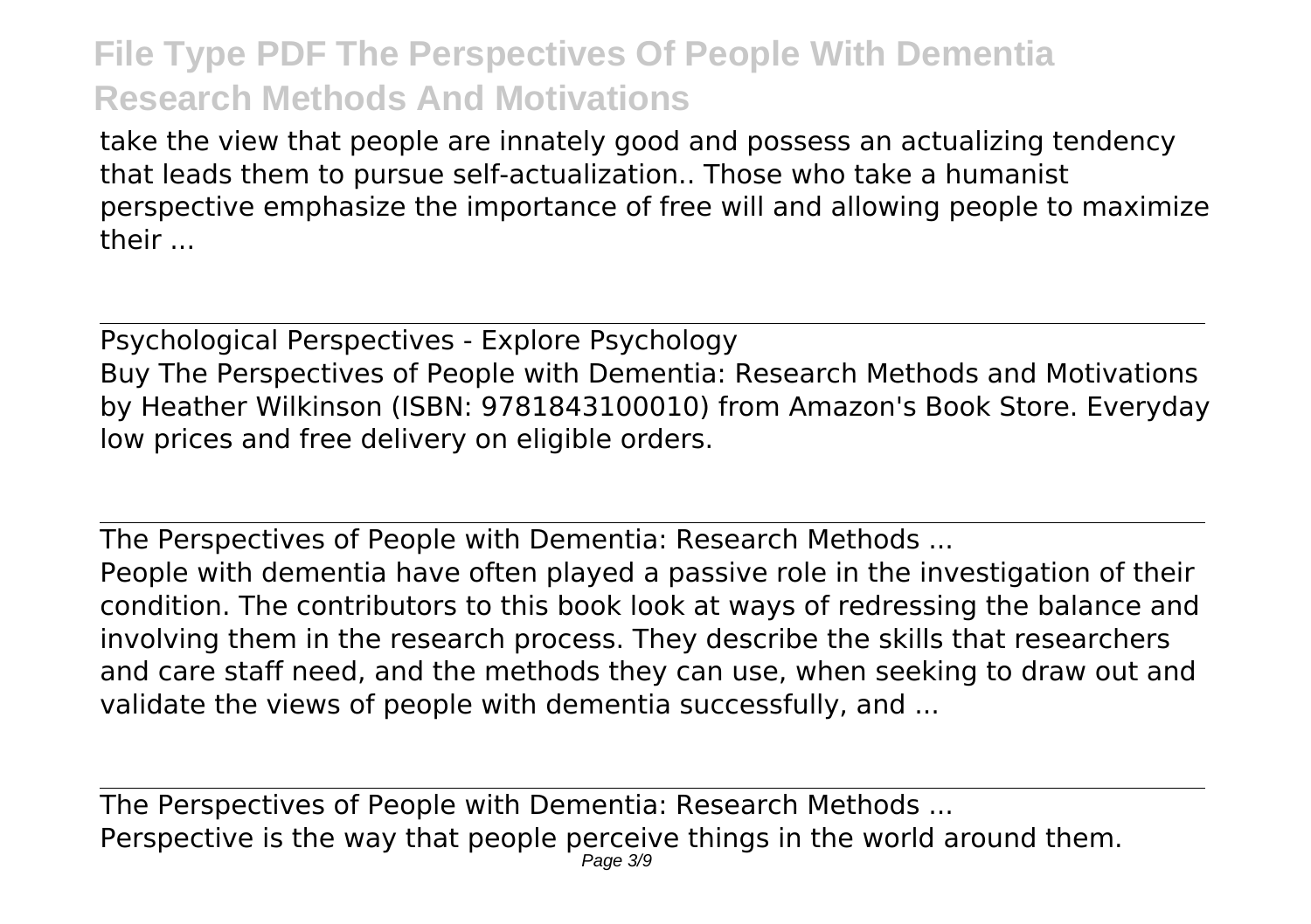take the view that people are innately good and possess an actualizing tendency that leads them to pursue self-actualization.. Those who take a humanist perspective emphasize the importance of free will and allowing people to maximize their ...

## Psychological Perspectives - Explore Psychology

Buy The Perspectives of People with Dementia: Research Methods and Motivations by Heather Wilkinson (ISBN: 9781843100010) from Amazon's Book Store. Everyday low prices and free delivery on eligible orders.

## The Perspectives of People with Dementia: Research Methods ...

People with dementia have often played a passive role in the investigation of their condition. The contributors to this book look at ways of redressing the balance and involving them in the research process. They describe the skills that researchers and care staff need, and the methods they can use, when seeking to draw out and validate the views of people with dementia successfully, and ...

## The Perspectives of People with Dementia: Research Methods ...

Perspective is the way that people perceive things in the world around them.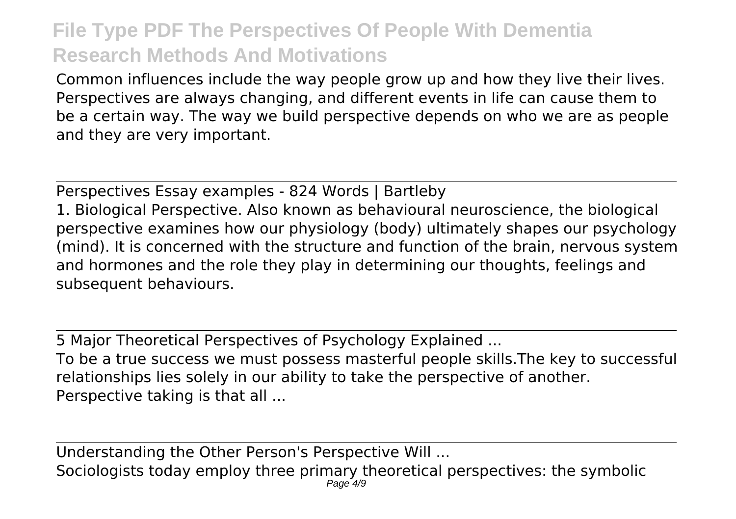Common influences include the way people grow up and how they live their lives. Perspectives are always changing, and different events in life can cause them to be a certain way. The way we build perspective depends on who we are as people and they are very important.

Perspectives Essay examples - 824 Words | Bartleby

1. Biological Perspective. Also known as behavioural neuroscience, the biological perspective examines how our physiology (body) ultimately shapes our psychology (mind). It is concerned with the structure and function of the brain, nervous system and hormones and the role they play in determining our thoughts, feelings and subsequent behaviours.

5 Major Theoretical Perspectives of Psychology Explained ...

To be a true success we must possess masterful people skills.The key to successful relationships lies solely in our ability to take the perspective of another. Perspective taking is that all ...

Understanding the Other Person's Perspective Will ...

Sociologists today employ three primary theoretical perspectives: the symbolic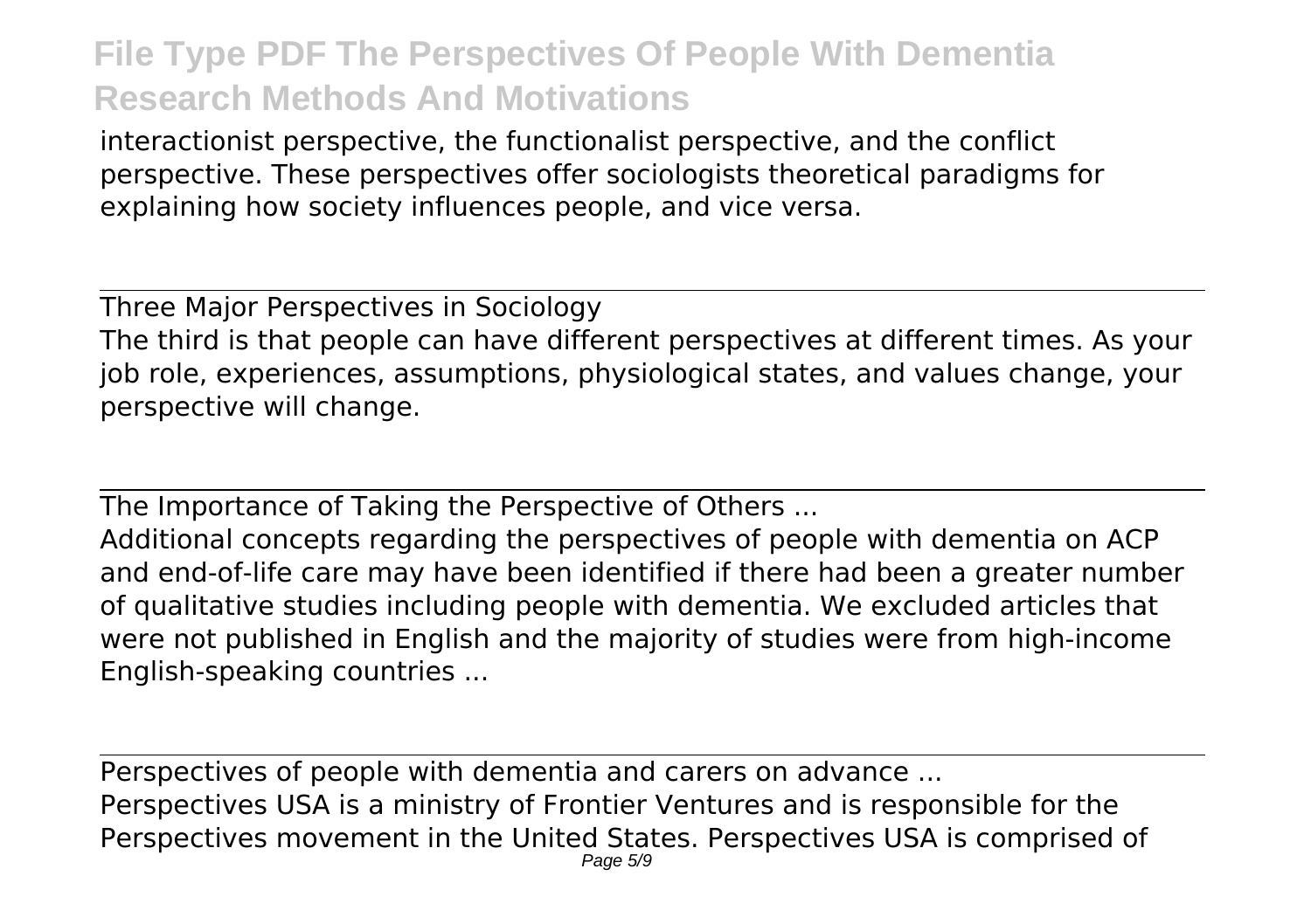interactionist perspective, the functionalist perspective, and the conflict perspective. These perspectives offer sociologists theoretical paradigms for explaining how society influences people, and vice versa.

## Three Major Perspectives in Sociology

The third is that people can have different perspectives at different times. As your job role, experiences, assumptions, physiological states, and values change, your perspective will change.

## The Importance of Taking the Perspective of Others ...

Additional concepts regarding the perspectives of people with dementia on ACP and end-of-life care may have been identified if there had been a greater number of qualitative studies including people with dementia. We excluded articles that were not published in English and the majority of studies were from high-income English-speaking countries ...

## Perspectives of people with dementia and carers on advance ...

Perspectives USA is a ministry of Frontier Ventures and is responsible for the Perspectives movement in the United States. Perspectives USA is comprised of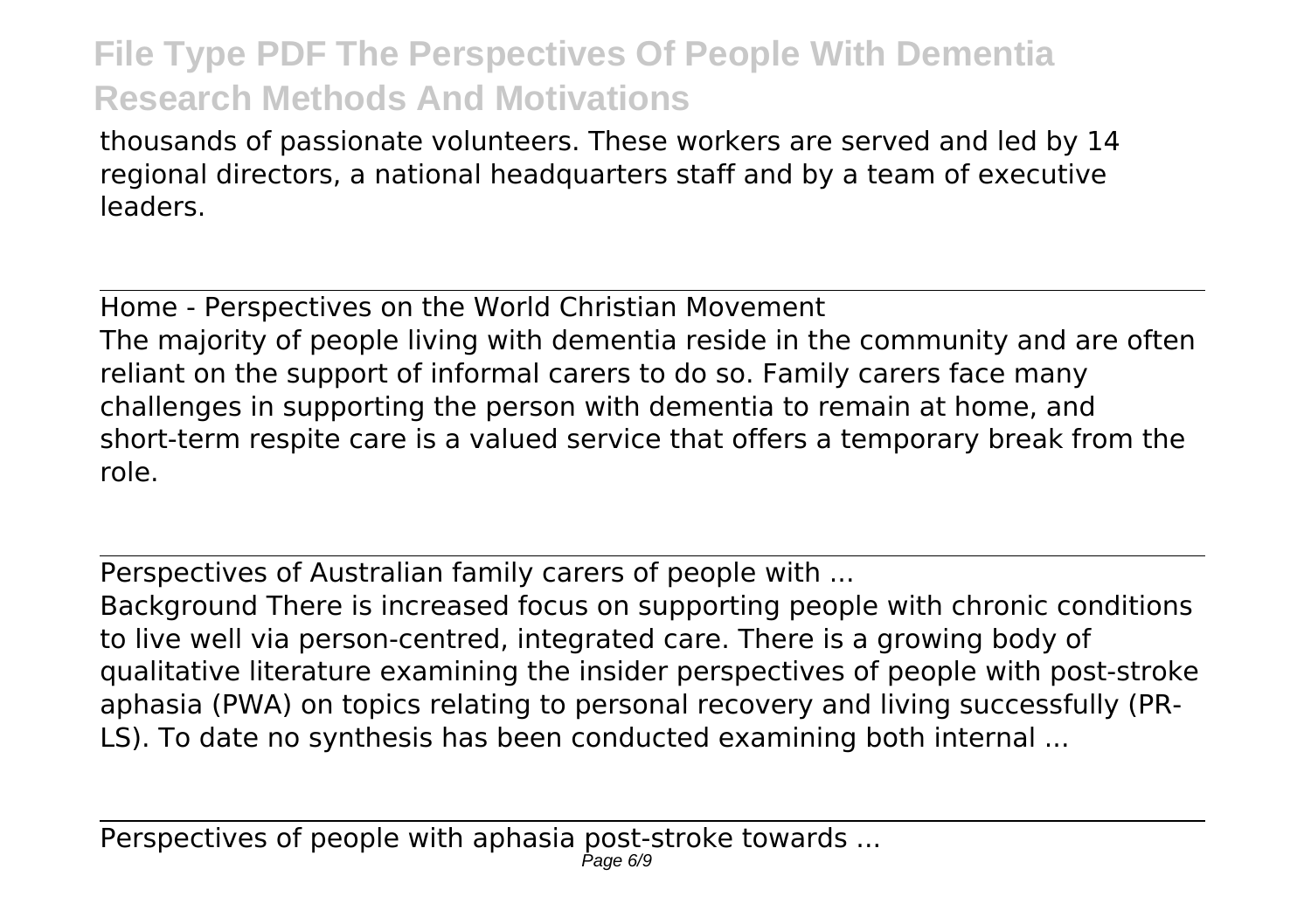thousands of passionate volunteers. These workers are served and led by 14 regional directors, a national headquarters staff and by a team of executive leaders.

Home - Perspectives on the World Christian Movement

The majority of people living with dementia reside in the community and are often reliant on the support of informal carers to do so. Family carers face many challenges in supporting the person with dementia to remain at home, and short-term respite care is a valued service that offers a temporary break from the role.

Perspectives of Australian family carers of people with ...

Background There is increased focus on supporting people with chronic conditions to live well via person-centred, integrated care. There is a growing body of qualitative literature examining the insider perspectives of people with post-stroke aphasia (PWA) on topics relating to personal recovery and living successfully (PR-LS). To date no synthesis has been conducted examining both internal ...

Perspectives of people with aphasia post-stroke towards ...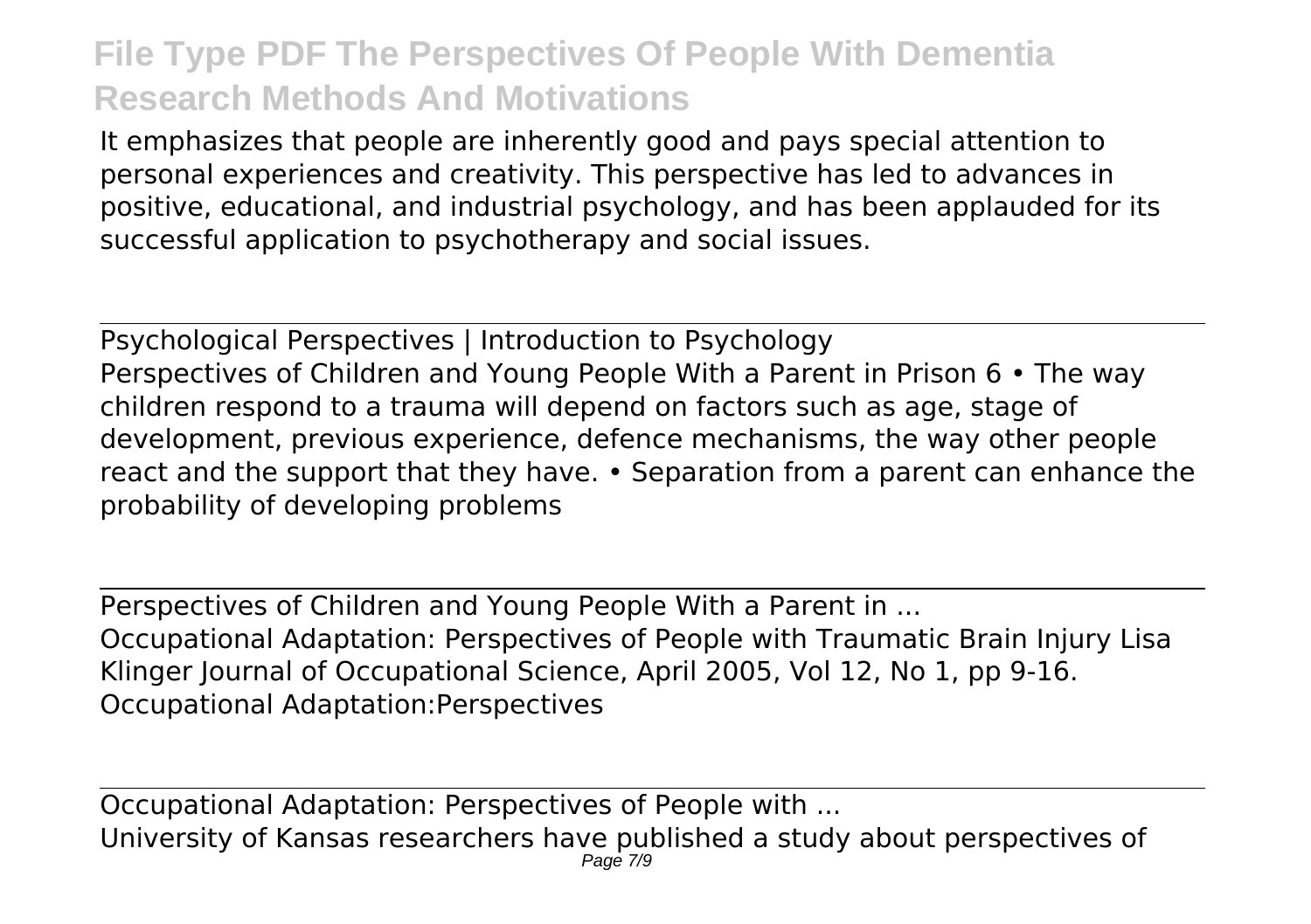It emphasizes that people are inherently good and pays special attention to personal experiences and creativity. This perspective has led to advances in positive, educational, and industrial psychology, and has been applauded for its successful application to psychotherapy and social issues.

---

Psychological Perspectives | Introduction to Psychology

Perspectives of Children and Young People With a Parent in Prison 6 • The way children respond to a trauma will depend on factors such as age, stage of development, previous experience, defence mechanisms, the way other people react and the support that they have. • Separation from a parent can enhance the probability of developing problems

---

Perspectives of Children and Young People With a Parent in ...

Occupational Adaptation: Perspectives of People with Traumatic Brain Injury Lisa Klinger Journal of Occupational Science, April 2005, Vol 12, No 1, pp 9-16. Occupational Adaptation:Perspectives

---

Occupational Adaptation: Perspectives of People with ...

University of Kansas researchers have published a study about perspectives of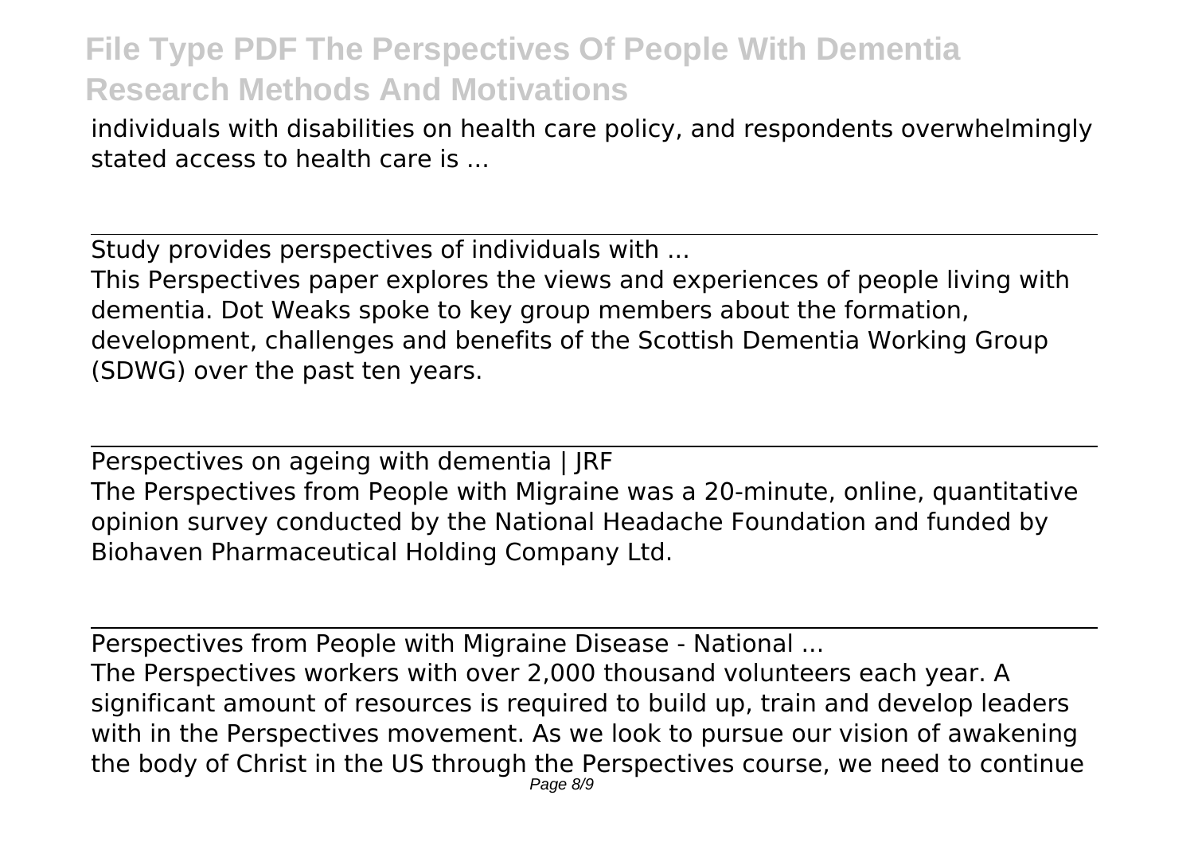individuals with disabilities on health care policy, and respondents overwhelmingly stated access to health care is ...

## Study provides perspectives of individuals with ...

This Perspectives paper explores the views and experiences of people living with dementia. Dot Weaks spoke to key group members about the formation, development, challenges and benefits of the Scottish Dementia Working Group (SDWG) over the past ten years.

## Perspectives on ageing with dementia | JRF

The Perspectives from People with Migraine was a 20-minute, online, quantitative opinion survey conducted by the National Headache Foundation and funded by Biohaven Pharmaceutical Holding Company Ltd.

## Perspectives from People with Migraine Disease - National ...

The Perspectives workers with over 2,000 thousand volunteers each year. A significant amount of resources is required to build up, train and develop leaders with in the Perspectives movement. As we look to pursue our vision of awakening the body of Christ in the US through the Perspectives course, we need to continue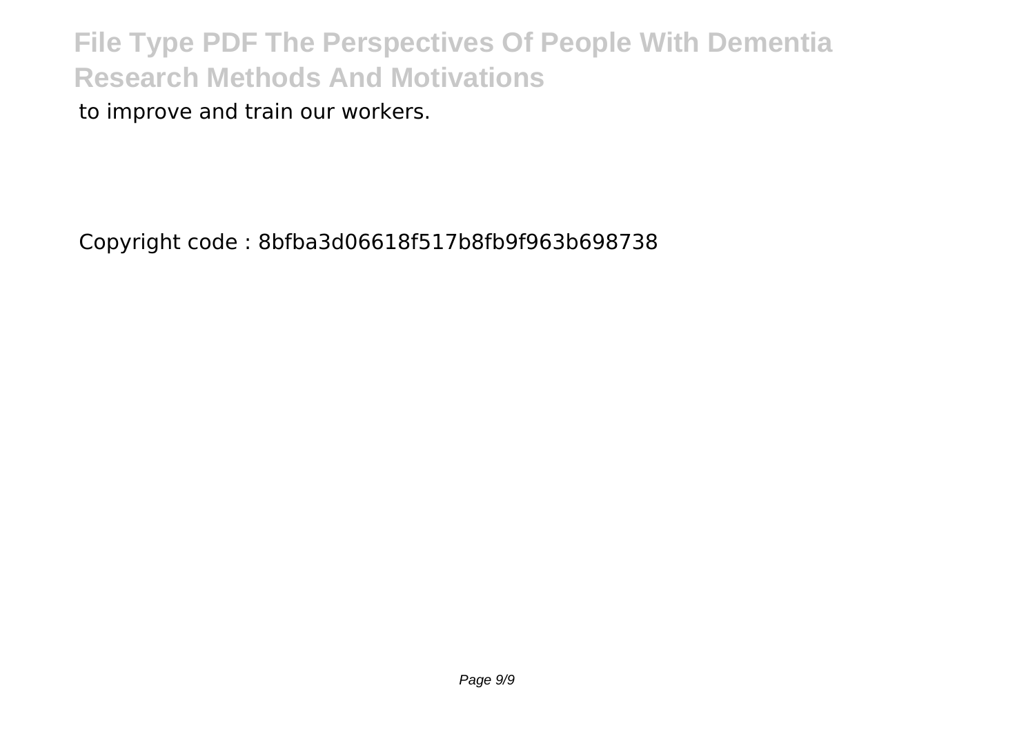to improve and train our workers.

Copyright code : 8bfba3d06618f517b8fb9f963b698738